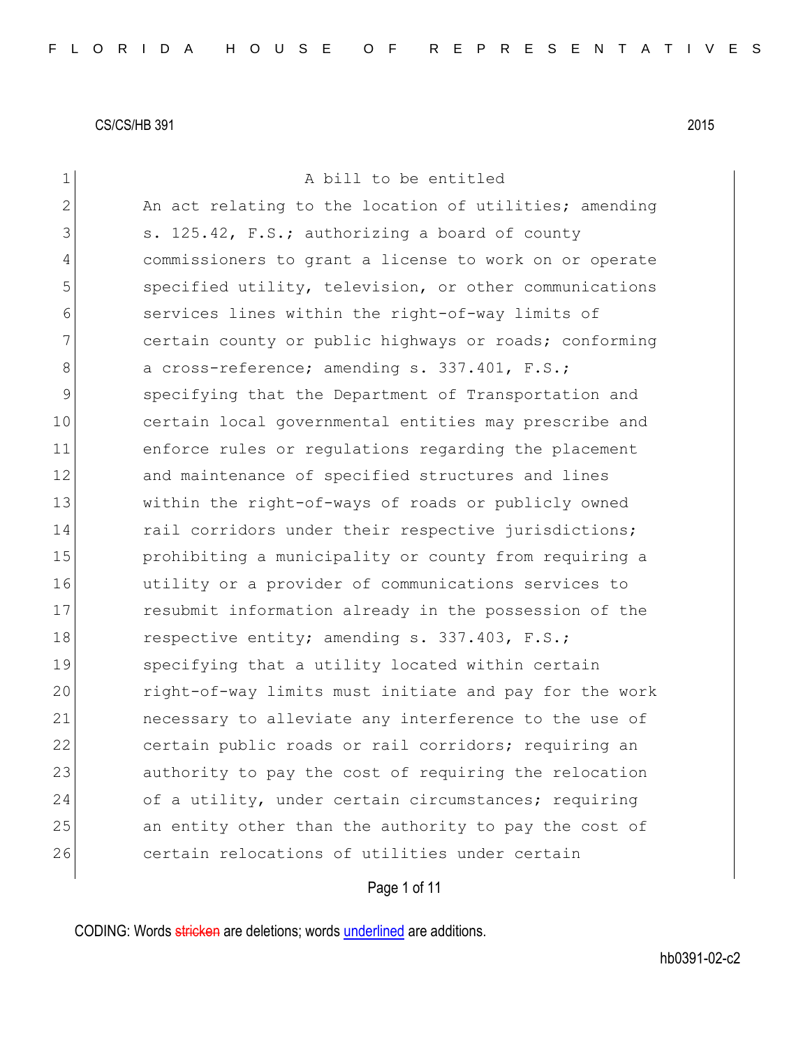CS/CS/HB 391 2015

A bill to be entitled

An act relating to the location of utilities; amending s. 125.42, F.S.; authorizing a board of county commissioners to grant a license to work on or operate specified utility, television, or other communications services lines within the right-of-way limits of certain county or public highways or roads; conforming a cross-reference; amending s. 337.401, F.S.; specifying that the Department of Transportation and certain local governmental entities may prescribe and enforce rules or regulations regarding the placement and maintenance of specified structures and lines within the right-of-ways of roads or publicly owned rail corridors under their respective jurisdictions; prohibiting a municipality or county from requiring a utility or a provider of communications services to resubmit information already in the possession of the respective entity; amending s. 337.403, F.S.; specifying that a utility located within certain right-of-way limits must initiate and pay for the work necessary to alleviate any interference to the use of certain public roads or rail corridors; requiring an authority to pay the cost of requiring the relocation of a utility, under certain circumstances; requiring an entity other than the authority to pay the cost of certain relocations of utilities under certain

CODING: Words stricken are deletions; words underlined are additions.

hb0391-02-c2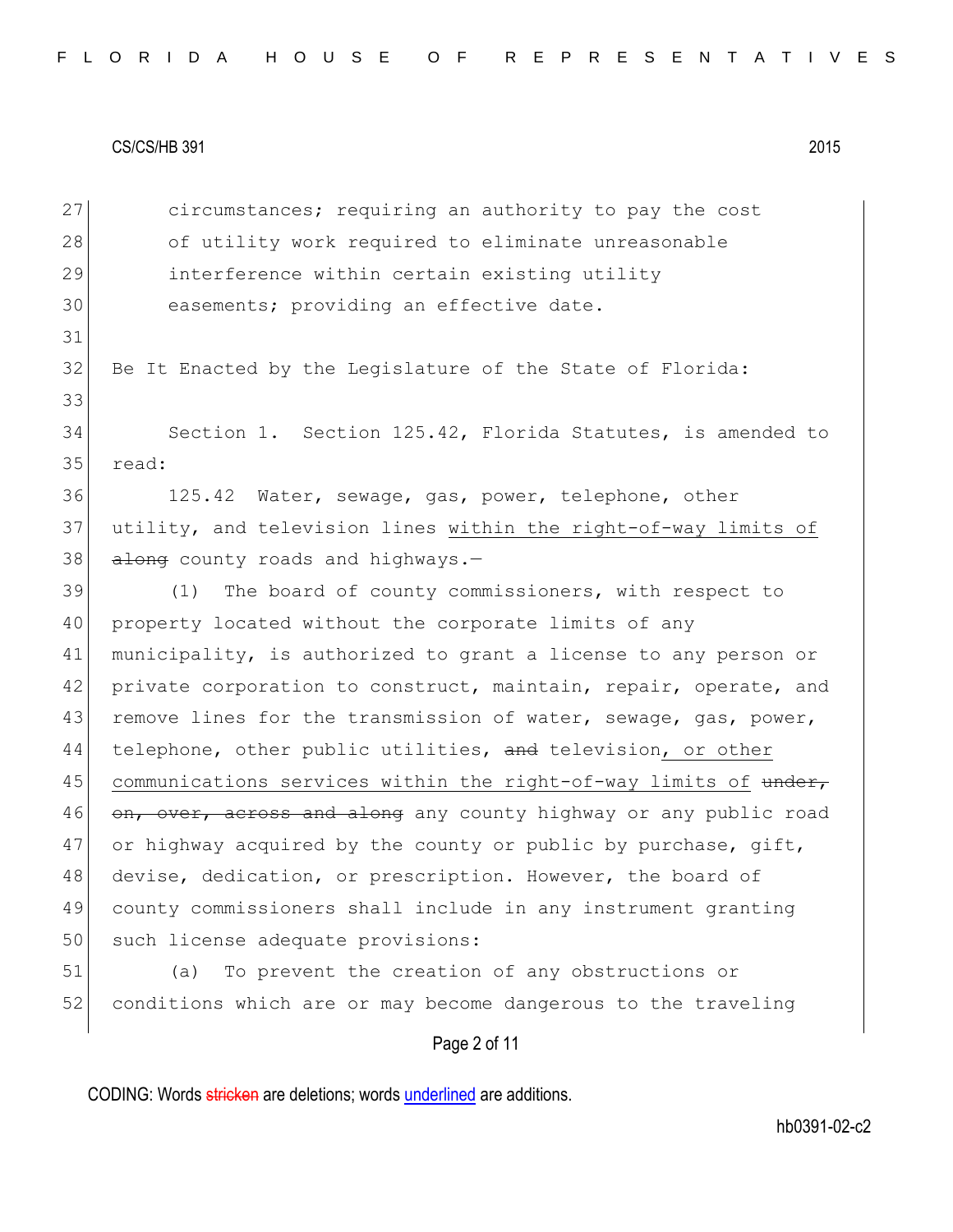circumstances; requiring an authority to pay the cost of utility work required to eliminate unreasonable interference within certain existing utility easements; providing an effective date.

Be It Enacted by the Legislature of the State of Florida:

Section 1. Section 125.42, Florida Statutes, is amended to read:

125.42 Water, sewage, gas, power, telephone, other utility, and television lines within the right-of-way limits of ~~along~~ county roads and highways.—

(1) The board of county commissioners, with respect to property located without the corporate limits of any municipality, is authorized to grant a license to any person or private corporation to construct, maintain, repair, operate, and remove lines for the transmission of water, sewage, gas, power, telephone, other public utilities, ~~and~~ television, or other communications services within the right-of-way limits of ~~under, on, over, across and along~~ any county highway or any public road or highway acquired by the county or public by purchase, gift, devise, dedication, or prescription. However, the board of county commissioners shall include in any instrument granting such license adequate provisions:

(a) To prevent the creation of any obstructions or conditions which are or may become dangerous to the traveling

CODING: Words ~~stricken~~ are deletions; words underlined are additions.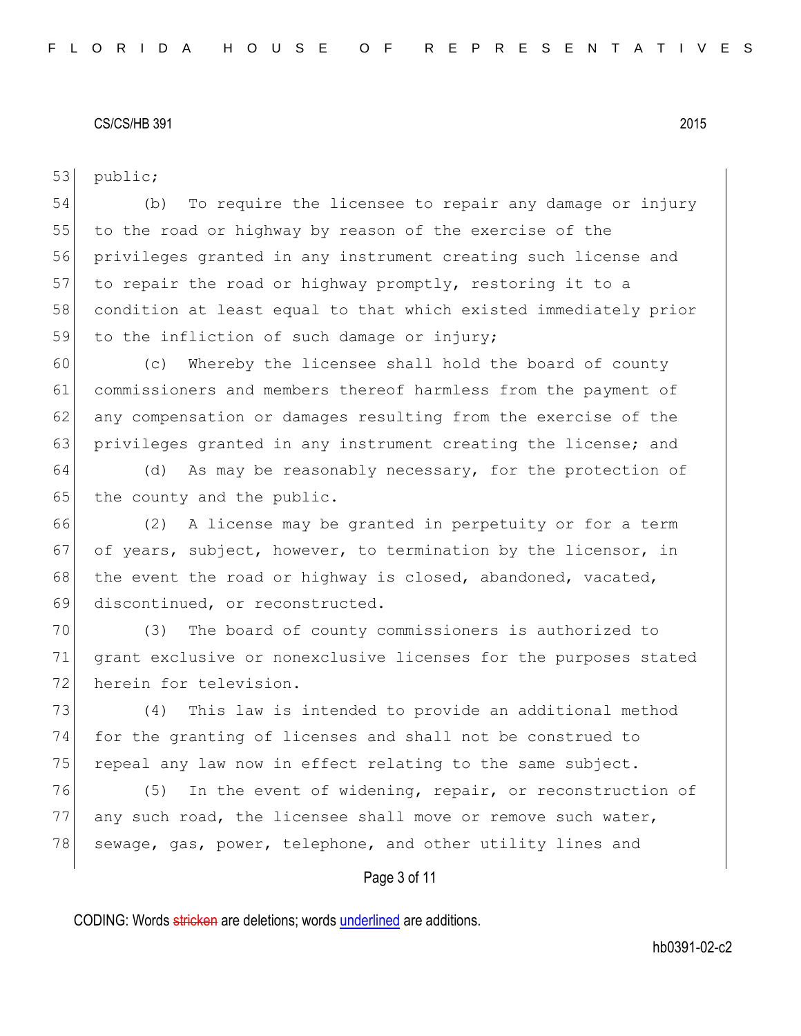public;

(b) To require the licensee to repair any damage or injury to the road or highway by reason of the exercise of the privileges granted in any instrument creating such license and to repair the road or highway promptly, restoring it to a condition at least equal to that which existed immediately prior to the infliction of such damage or injury;

(c) Whereby the licensee shall hold the board of county commissioners and members thereof harmless from the payment of any compensation or damages resulting from the exercise of the privileges granted in any instrument creating the license; and

(d) As may be reasonably necessary, for the protection of the county and the public.

(2) A license may be granted in perpetuity or for a term of years, subject, however, to termination by the licensor, in the event the road or highway is closed, abandoned, vacated, discontinued, or reconstructed.

(3) The board of county commissioners is authorized to grant exclusive or nonexclusive licenses for the purposes stated herein for television.

(4) This law is intended to provide an additional method for the granting of licenses and shall not be construed to repeal any law now in effect relating to the same subject.

(5) In the event of widening, repair, or reconstruction of any such road, the licensee shall move or remove such water, sewage, gas, power, telephone, and other utility lines and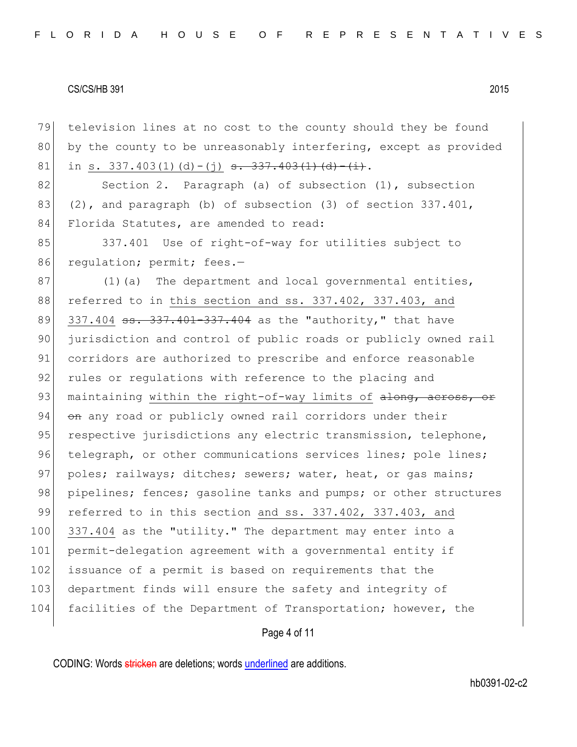79 television lines at no cost to the county should they be found
80 by the county to be unreasonably interfering, except as provided
81 in s. 337.403(1)(d)-(j) ~~s. 337.403(1)(d)-(i)~~.

82 Section 2. Paragraph (a) of subsection (1), subsection
83 (2), and paragraph (b) of subsection (3) of section 337.401,
84 Florida Statutes, are amended to read:

85 337.401 Use of right-of-way for utilities subject to
86 regulation; permit; fees.—

87 (1)(a) The department and local governmental entities,
88 referred to in this section and ss. 337.402, 337.403, and
89 337.404 ~~ss. 337.401-337.404~~ as the "authority," that have
90 jurisdiction and control of public roads or publicly owned rail
91 corridors are authorized to prescribe and enforce reasonable
92 rules or regulations with reference to the placing and
93 maintaining within the right-of-way limits of ~~along, across, or~~
94 ~~on~~ any road or publicly owned rail corridors under their
95 respective jurisdictions any electric transmission, telephone,
96 telegraph, or other communications services lines; pole lines;
97 poles; railways; ditches; sewers; water, heat, or gas mains;
98 pipelines; fences; gasoline tanks and pumps; or other structures
99 referred to in this section and ss. 337.402, 337.403, and
100 337.404 as the "utility." The department may enter into a
101 permit-delegation agreement with a governmental entity if
102 issuance of a permit is based on requirements that the
103 department finds will ensure the safety and integrity of
104 facilities of the Department of Transportation; however, the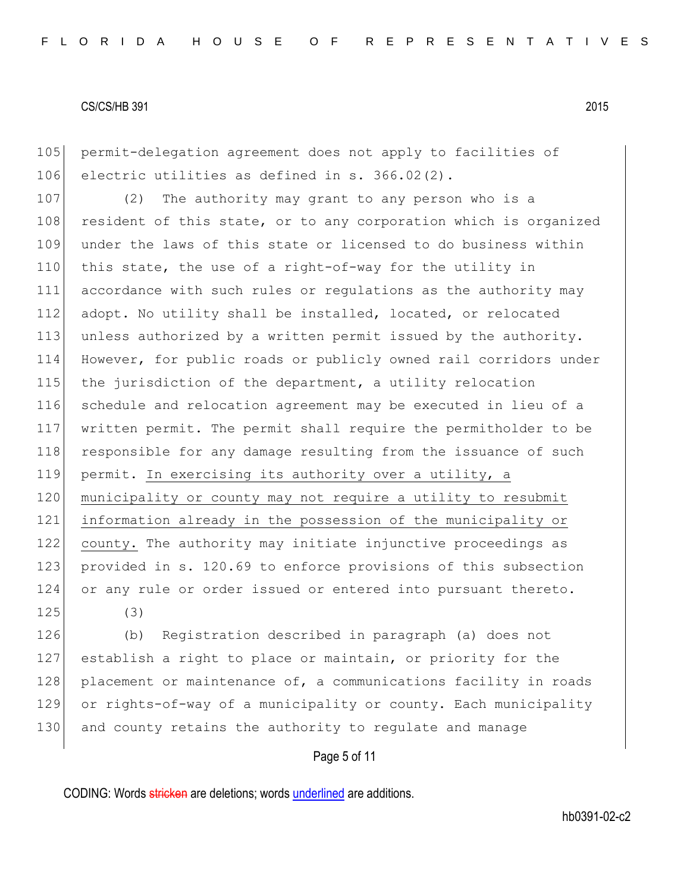permit-delegation agreement does not apply to facilities of electric utilities as defined in s. 366.02(2).

(2) The authority may grant to any person who is a resident of this state, or to any corporation which is organized under the laws of this state or licensed to do business within this state, the use of a right-of-way for the utility in accordance with such rules or regulations as the authority may adopt. No utility shall be installed, located, or relocated unless authorized by a written permit issued by the authority. However, for public roads or publicly owned rail corridors under the jurisdiction of the department, a utility relocation schedule and relocation agreement may be executed in lieu of a written permit. The permit shall require the permitholder to be responsible for any damage resulting from the issuance of such permit. <u>In exercising its authority over a utility, a municipality or county may not require a utility to resubmit information already in the possession of the municipality or county.</u> The authority may initiate injunctive proceedings as provided in s. 120.69 to enforce provisions of this subsection or any rule or order issued or entered into pursuant thereto.

(3)

(b) Registration described in paragraph (a) does not establish a right to place or maintain, or priority for the placement or maintenance of, a communications facility in roads or rights-of-way of a municipality or county. Each municipality and county retains the authority to regulate and manage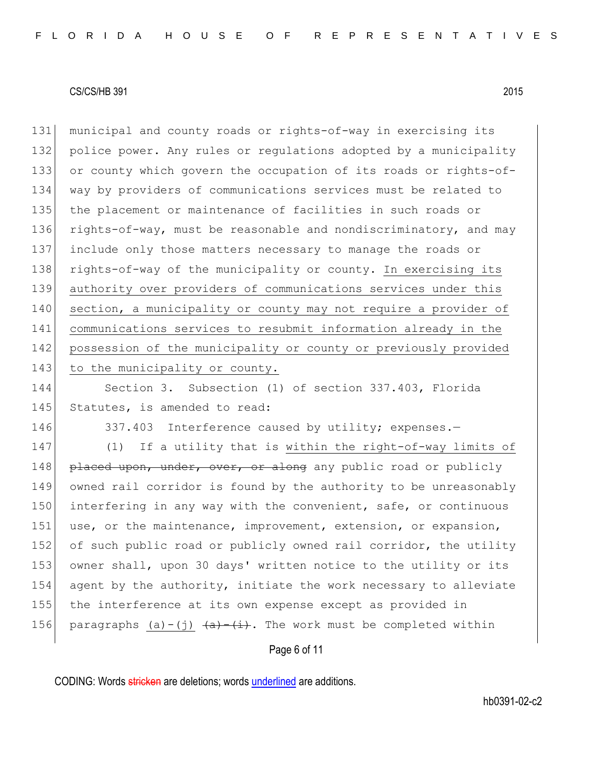municipal and county roads or rights-of-way in exercising its police power. Any rules or regulations adopted by a municipality or county which govern the occupation of its roads or rights-of-way by providers of communications services must be related to the placement or maintenance of facilities in such roads or rights-of-way, must be reasonable and nondiscriminatory, and may include only those matters necessary to manage the roads or rights-of-way of the municipality or county. <u>In exercising its authority over providers of communications services under this section, a municipality or county may not require a provider of communications services to resubmit information already in the possession of the municipality or county or previously provided to the municipality or county.</u>

Section 3. Subsection (1) of section 337.403, Florida Statutes, is amended to read:

337.403 Interference caused by utility; expenses.—

(1) If a utility that is <u>within the right-of-way limits of</u> ~~placed upon, under, over, or along~~ any public road or publicly owned rail corridor is found by the authority to be unreasonably interfering in any way with the convenient, safe, or continuous use, or the maintenance, improvement, extension, or expansion, of such public road or publicly owned rail corridor, the utility owner shall, upon 30 days' written notice to the utility or its agent by the authority, initiate the work necessary to alleviate the interference at its own expense except as provided in paragraphs <u>(a)-(j)</u> ~~(a)-(i)~~. The work must be completed within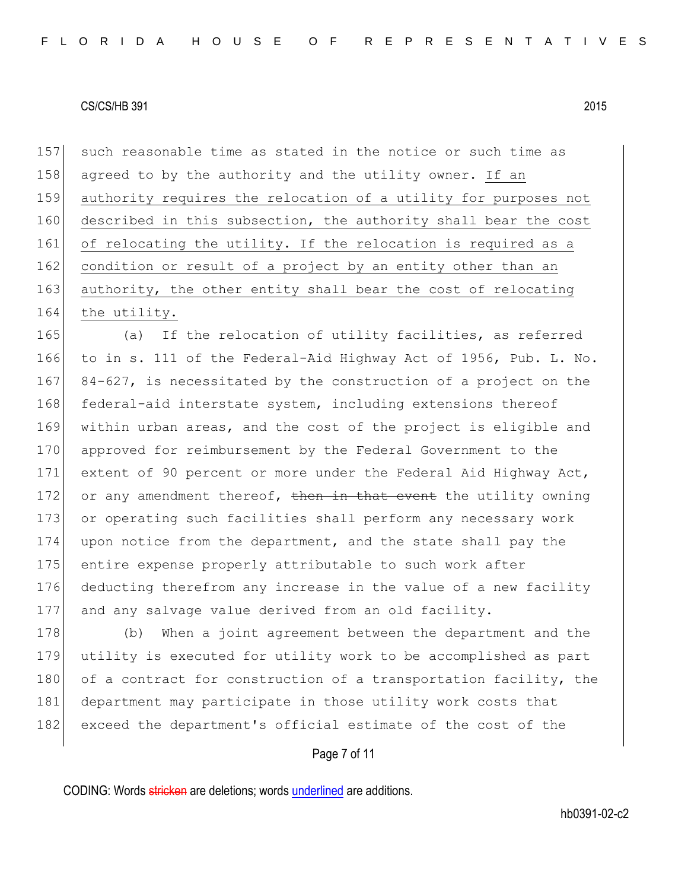such reasonable time as stated in the notice or such time as agreed to by the authority and the utility owner. <u>If an authority requires the relocation of a utility for purposes not described in this subsection, the authority shall bear the cost of relocating the utility. If the relocation is required as a condition or result of a project by an entity other than an authority, the other entity shall bear the cost of relocating the utility.</u>

(a) If the relocation of utility facilities, as referred to in s. 111 of the Federal-Aid Highway Act of 1956, Pub. L. No. 84-627, is necessitated by the construction of a project on the federal-aid interstate system, including extensions thereof within urban areas, and the cost of the project is eligible and approved for reimbursement by the Federal Government to the extent of 90 percent or more under the Federal Aid Highway Act, or any amendment thereof, ~~then in that event~~ the utility owning or operating such facilities shall perform any necessary work upon notice from the department, and the state shall pay the entire expense properly attributable to such work after deducting therefrom any increase in the value of a new facility and any salvage value derived from an old facility.

(b) When a joint agreement between the department and the utility is executed for utility work to be accomplished as part of a contract for construction of a transportation facility, the department may participate in those utility work costs that exceed the department's official estimate of the cost of the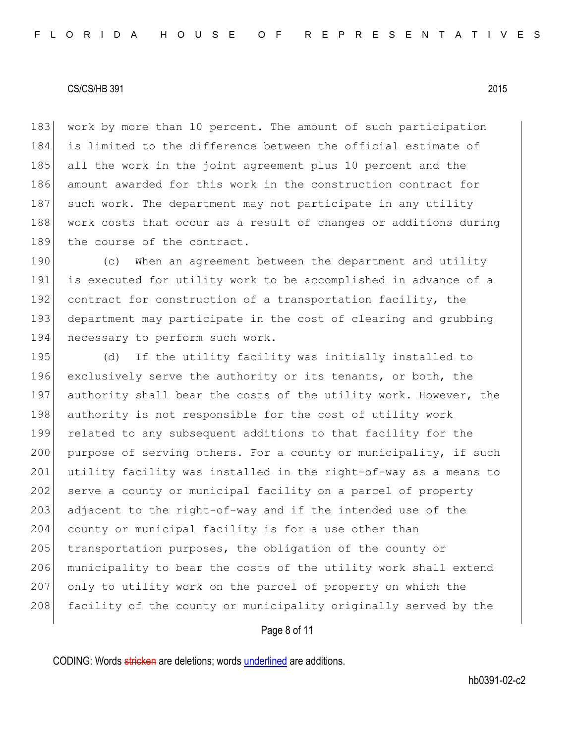work by more than 10 percent. The amount of such participation is limited to the difference between the official estimate of all the work in the joint agreement plus 10 percent and the amount awarded for this work in the construction contract for such work. The department may not participate in any utility work costs that occur as a result of changes or additions during the course of the contract.

(c) When an agreement between the department and utility is executed for utility work to be accomplished in advance of a contract for construction of a transportation facility, the department may participate in the cost of clearing and grubbing necessary to perform such work.

(d) If the utility facility was initially installed to exclusively serve the authority or its tenants, or both, the authority shall bear the costs of the utility work. However, the authority is not responsible for the cost of utility work related to any subsequent additions to that facility for the purpose of serving others. For a county or municipality, if such utility facility was installed in the right-of-way as a means to serve a county or municipal facility on a parcel of property adjacent to the right-of-way and if the intended use of the county or municipal facility is for a use other than transportation purposes, the obligation of the county or municipality to bear the costs of the utility work shall extend only to utility work on the parcel of property on which the facility of the county or municipality originally served by the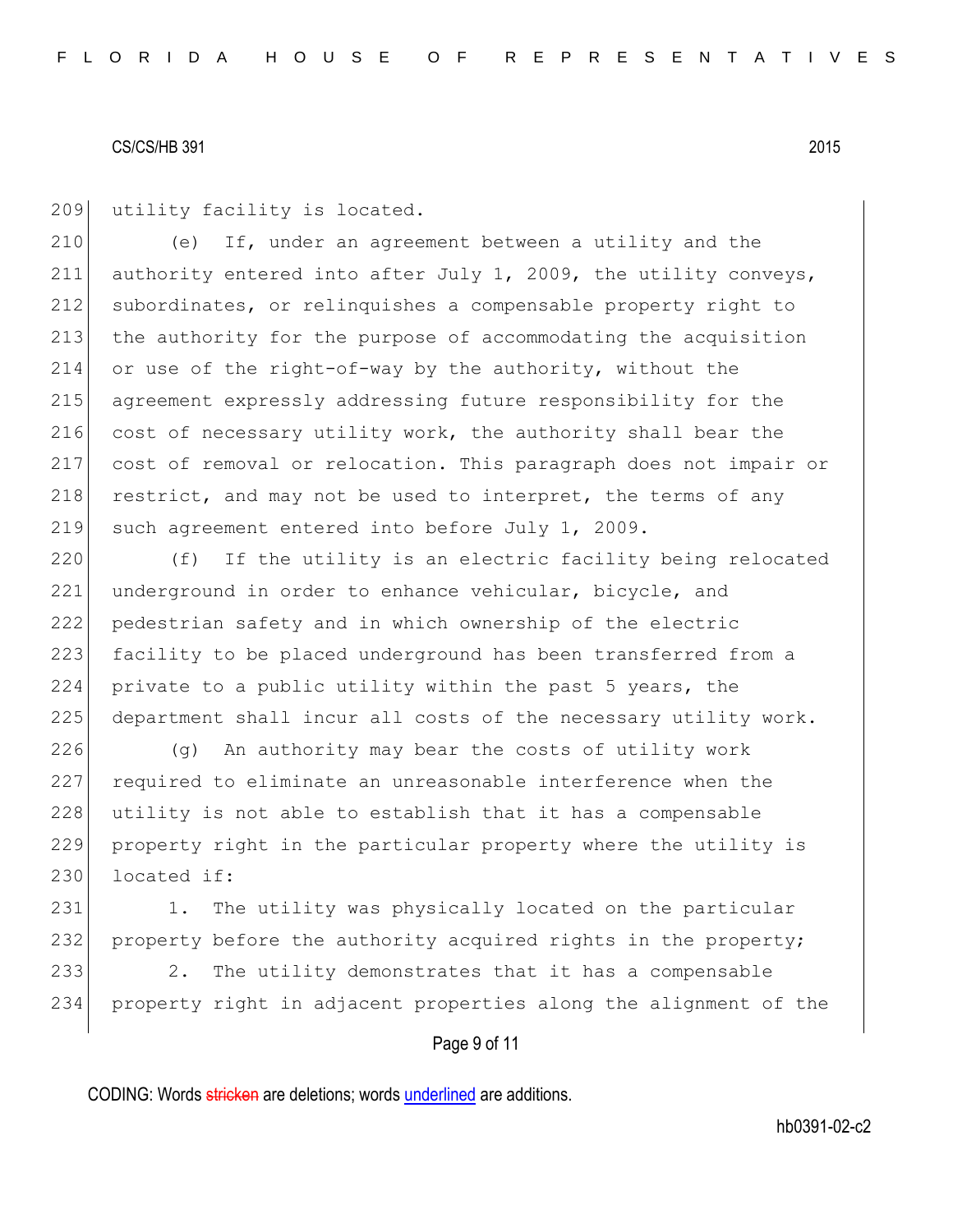utility facility is located.

(e) If, under an agreement between a utility and the authority entered into after July 1, 2009, the utility conveys, subordinates, or relinquishes a compensable property right to the authority for the purpose of accommodating the acquisition or use of the right-of-way by the authority, without the agreement expressly addressing future responsibility for the cost of necessary utility work, the authority shall bear the cost of removal or relocation. This paragraph does not impair or restrict, and may not be used to interpret, the terms of any such agreement entered into before July 1, 2009.

(f) If the utility is an electric facility being relocated underground in order to enhance vehicular, bicycle, and pedestrian safety and in which ownership of the electric facility to be placed underground has been transferred from a private to a public utility within the past 5 years, the department shall incur all costs of the necessary utility work.

(g) An authority may bear the costs of utility work required to eliminate an unreasonable interference when the utility is not able to establish that it has a compensable property right in the particular property where the utility is located if:

1. The utility was physically located on the particular property before the authority acquired rights in the property;

2. The utility demonstrates that it has a compensable property right in adjacent properties along the alignment of the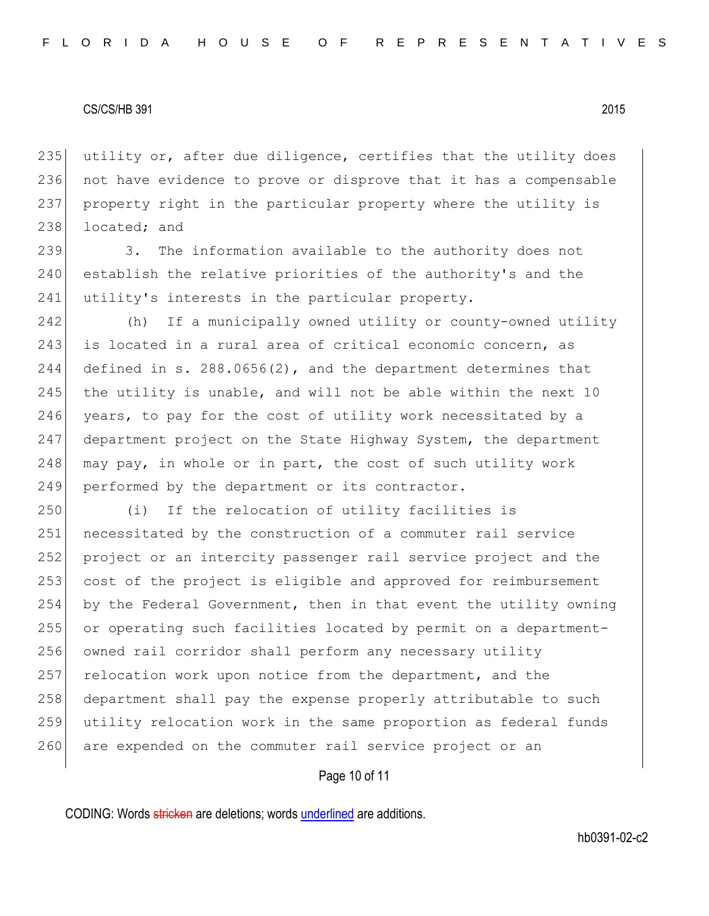utility or, after due diligence, certifies that the utility does not have evidence to prove or disprove that it has a compensable property right in the particular property where the utility is located; and

3. The information available to the authority does not establish the relative priorities of the authority's and the utility's interests in the particular property.

(h) If a municipally owned utility or county-owned utility is located in a rural area of critical economic concern, as defined in s. 288.0656(2), and the department determines that the utility is unable, and will not be able within the next 10 years, to pay for the cost of utility work necessitated by a department project on the State Highway System, the department may pay, in whole or in part, the cost of such utility work performed by the department or its contractor.

(i) If the relocation of utility facilities is necessitated by the construction of a commuter rail service project or an intercity passenger rail service project and the cost of the project is eligible and approved for reimbursement by the Federal Government, then in that event the utility owning or operating such facilities located by permit on a department-owned rail corridor shall perform any necessary utility relocation work upon notice from the department, and the department shall pay the expense properly attributable to such utility relocation work in the same proportion as federal funds are expended on the commuter rail service project or an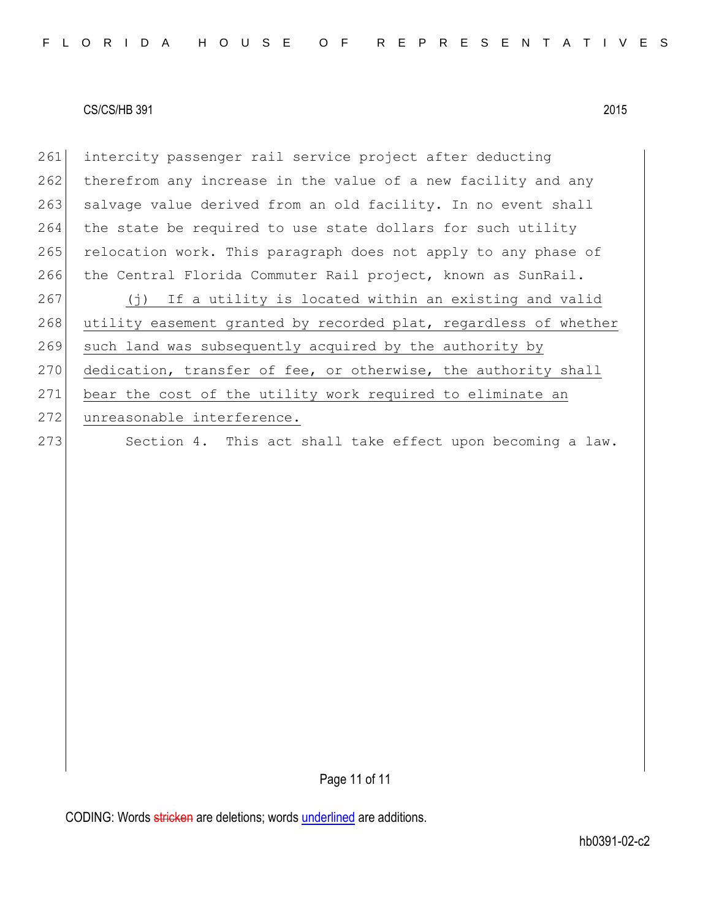261 intercity passenger rail service project after deducting
262 therefrom any increase in the value of a new facility and any
263 salvage value derived from an old facility. In no event shall
264 the state be required to use state dollars for such utility
265 relocation work. This paragraph does not apply to any phase of
266 the Central Florida Commuter Rail project, known as SunRail.

267 <u>(j) If a utility is located within an existing and valid</u>
268 <u>utility easement granted by recorded plat, regardless of whether</u>
269 <u>such land was subsequently acquired by the authority by</u>
270 <u>dedication, transfer of fee, or otherwise, the authority shall</u>
271 <u>bear the cost of the utility work required to eliminate an</u>
272 <u>unreasonable interference.</u>

273 Section 4. This act shall take effect upon becoming a law.

CODING: Words ~~stricken~~ are deletions; words <u>underlined</u> are additions.